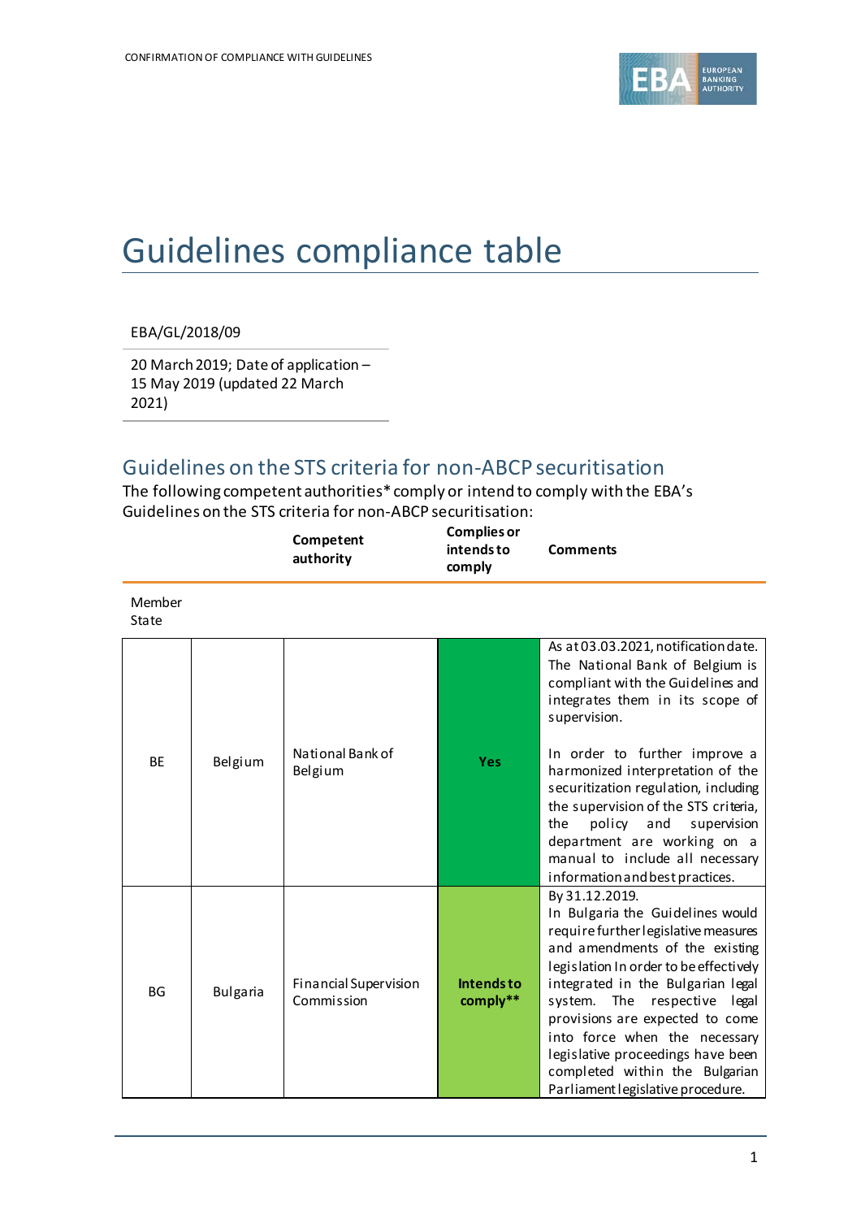# Guidelines compliance table

EBA/GL/2018/09

20 March 2019; Date of application – 15 May 2019 (updated 22 March 2021)

## Guidelines on the STS criteria for non-ABCP securitisation

The following competent authorities* comply or intend to comply with the EBA's Guidelines on the STS criteria for non-ABCP securitisation:

| Member State | | Competent authority | Complies or intends to comply | Comments |
|---|---|---|---|---|
| BE | Belgium | National Bank of Belgium | **Yes** | As at 03.03.2021, notification date. The National Bank of Belgium is compliant with the Guidelines and integrates them in its scope of supervision.<br><br>In order to further improve a harmonized interpretation of the securitization regulation, including the supervision of the STS criteria, the policy and supervision department are working on a manual to include all necessary information and best practices. |
| BG | Bulgaria | Financial Supervision Commission | **Intends to comply**** | By 31.12.2019.<br>In Bulgaria the Guidelines would require further legislative measures and amendments of the existing legislation In order to be effectively integrated in the Bulgarian legal system. The respective legal provisions are expected to come into force when the necessary legislative proceedings have been completed within the Bulgarian Parliament legislative procedure. |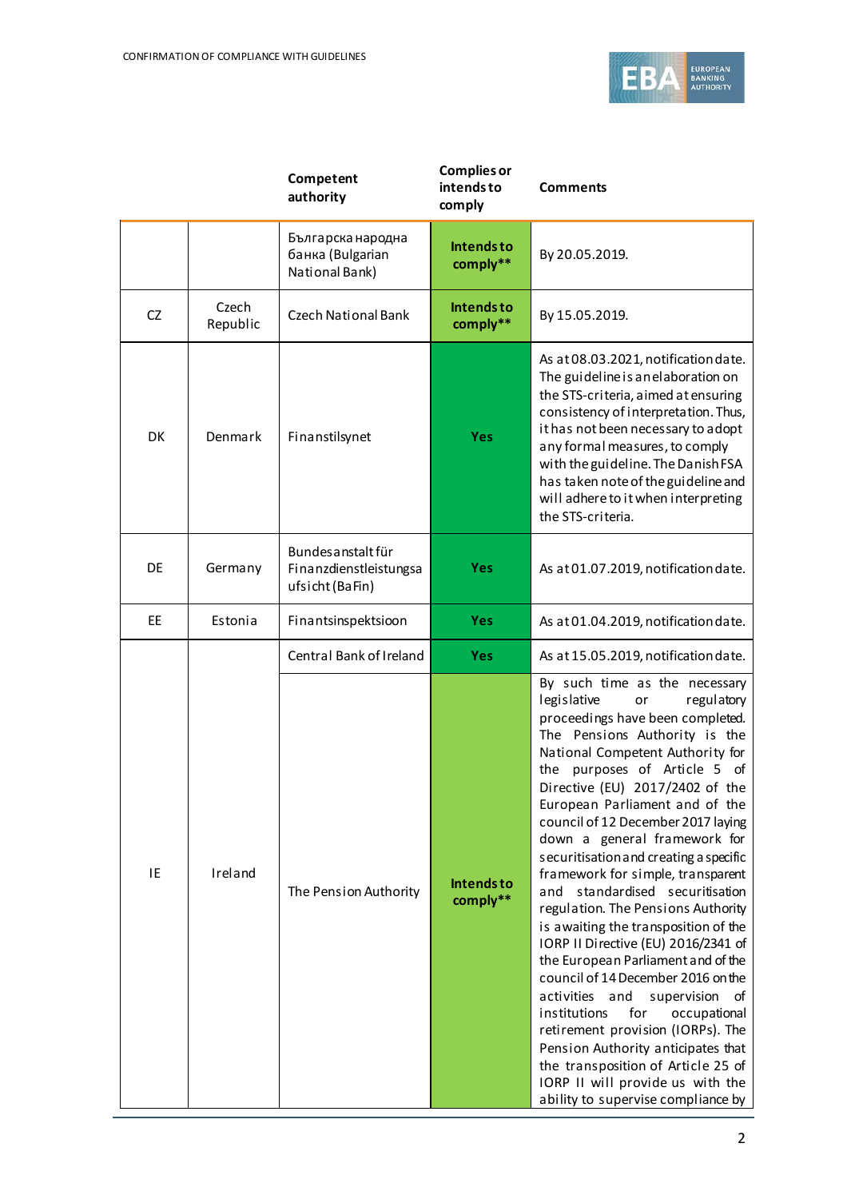| | | Competent authority | Complies or intends to comply | Comments |
|---|---|---|---|---|
| | | Българска народна банка (Bulgarian National Bank) | Intends to comply** | By 20.05.2019. |
| CZ | Czech Republic | Czech National Bank | Intends to comply** | By 15.05.2019. |
| DK | Denmark | Finanstilsynet | Yes | As at 08.03.2021, notification date. The guideline is an elaboration on the STS-criteria, aimed at ensuring consistency of interpretation. Thus, it has not been necessary to adopt any formal measures, to comply with the guideline. The Danish FSA has taken note of the guideline and will adhere to it when interpreting the STS-criteria. |
| DE | Germany | Bundesanstalt für Finanzdienstleistungsaufsicht (BaFin) | Yes | As at 01.07.2019, notification date. |
| EE | Estonia | Finantsinspektsioon | Yes | As at 01.04.2019, notification date. |
| IE | Ireland | Central Bank of Ireland | Yes | As at 15.05.2019, notification date. |
| | | The Pension Authority | Intends to comply** | By such time as the necessary legislative or regulatory proceedings have been completed. The Pensions Authority is the National Competent Authority for the purposes of Article 5 of the Directive (EU) 2017/2402 of the European Parliament and of the council of 12 December 2017 laying down a general framework for securitisation and creating a specific framework for simple, transparent and standardised securitisation regulation. The Pensions Authority is awaiting the transposition of the IORP II Directive (EU) 2016/2341 of the European Parliament and of the council of 14 December 2016 on the activities and supervision of institutions for occupational retirement provision (IORPs). The Pension Authority anticipates that the transposition of Article 25 of IORP II will provide us with the ability to supervise compliance by |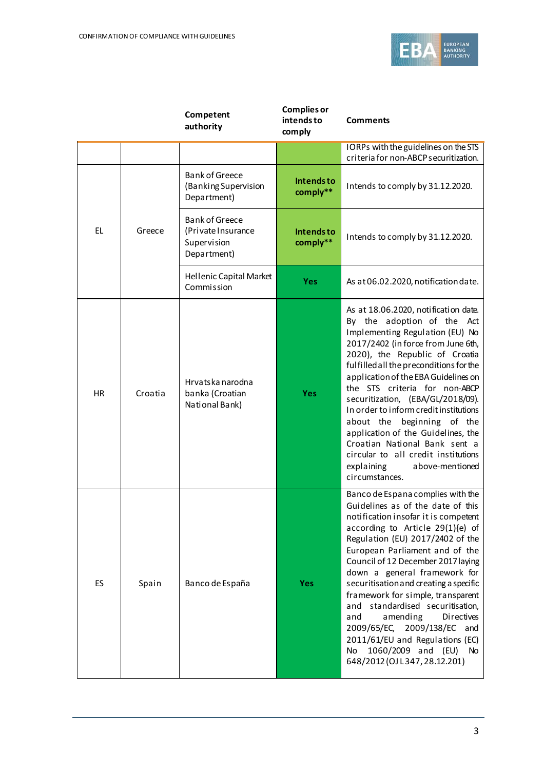| | | Competent authority | Complies or intends to comply | Comments |
|---|---|---|---|---|
| | | | | IORPs with the guidelines on the STS criteria for non-ABCP securitization. |
| EL | Greece | Bank of Greece (Banking Supervision Department) | **Intends to comply**** | Intends to comply by 31.12.2020. |
| | | Bank of Greece (Private Insurance Supervision Department) | **Intends to comply**** | Intends to comply by 31.12.2020. |
| | | Hellenic Capital Market Commission | **Yes** | As at 06.02.2020, notification date. |
| HR | Croatia | Hrvatska narodna banka (Croatian National Bank) | **Yes** | As at 18.06.2020, notification date. By the adoption of the Act Implementing Regulation (EU) No 2017/2402 (in force from June 6th, 2020), the Republic of Croatia fulfilled all the preconditions for the application of the EBA Guidelines on the STS criteria for non-ABCP securitization, (EBA/GL/2018/09). In order to inform credit institutions about the beginning of the application of the Guidelines, the Croatian National Bank sent a circular to all credit institutions explaining above-mentioned circumstances. |
| ES | Spain | Banco de España | **Yes** | Banco de Espana complies with the Guidelines as of the date of this notification insofar it is competent according to Article 29(1){e) of Regulation (EU) 2017/2402 of the European Parliament and of the Council of 12 December 2017 laying down a general framework for securitisation and creating a specific framework for simple, transparent and standardised securitisation, and amending Directives 2009/65/EC, 2009/138/EC and 2011/61/EU and Regulations (EC) No 1060/2009 and (EU) No 648/2012 (OJ L 347, 28.12.201) |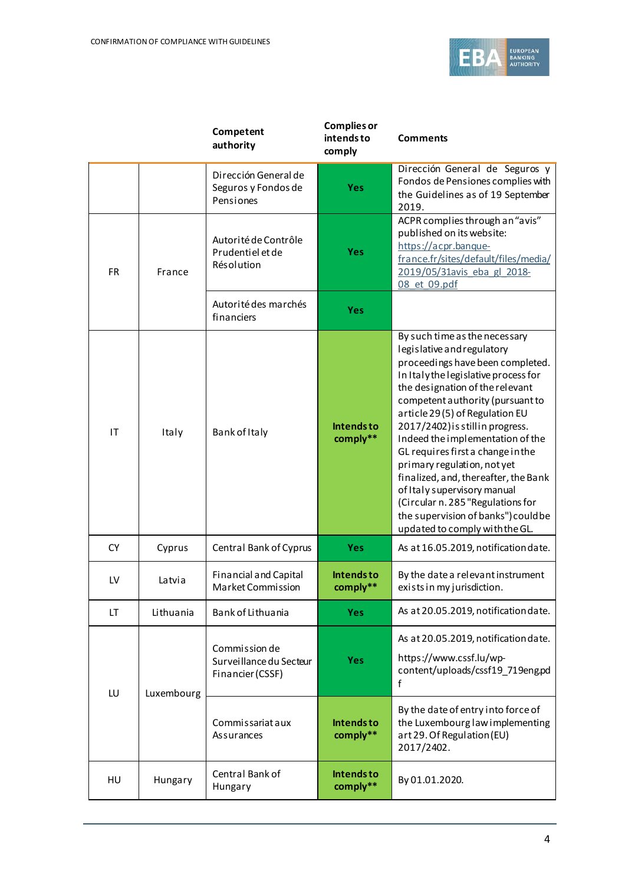| | | Competent authority | Complies or intends to comply | Comments |
|---|---|---|---|---|
| | | Dirección General de Seguros y Fondos de Pensiones | Yes | Dirección General de Seguros y Fondos de Pensiones complies with the Guidelines as of 19 September 2019. |
| FR | France | Autorité de Contrôle Prudentiel et de Résolution | Yes | ACPR complies through an "avis" published on its website: https://acpr.banque-france.fr/sites/default/files/media/2019/05/31avis_eba_gl_2018-08_et_09.pdf |
| | | Autorité des marchés financiers | Yes | |
| IT | Italy | Bank of Italy | Intends to comply** | By such time as the necessary legislative and regulatory proceedings have been completed. In Italy the legislative process for the designation of the relevant competent authority (pursuant to article 29 (5) of Regulation EU 2017/2402) is still in progress. Indeed the implementation of the GL requires first a change in the primary regulation, not yet finalized, and, thereafter, the Bank of Italy supervisory manual (Circular n. 285 "Regulations for the supervision of banks") could be updated to comply with the GL. |
| CY | Cyprus | Central Bank of Cyprus | Yes | As at 16.05.2019, notification date. |
| LV | Latvia | Financial and Capital Market Commission | Intends to comply** | By the date a relevant instrument exists in my jurisdiction. |
| LT | Lithuania | Bank of Lithuania | Yes | As at 20.05.2019, notification date. |
| LU | Luxembourg | Commission de Surveillance du Secteur Financier (CSSF) | Yes | As at 20.05.2019, notification date. https://www.cssf.lu/wp-content/uploads/cssf19_719eng.pdf |
| | | Commissariat aux Assurances | Intends to comply** | By the date of entry into force of the Luxembourg law implementing art 29. Of Regulation (EU) 2017/2402. |
| HU | Hungary | Central Bank of Hungary | Intends to comply** | By 01.01.2020. |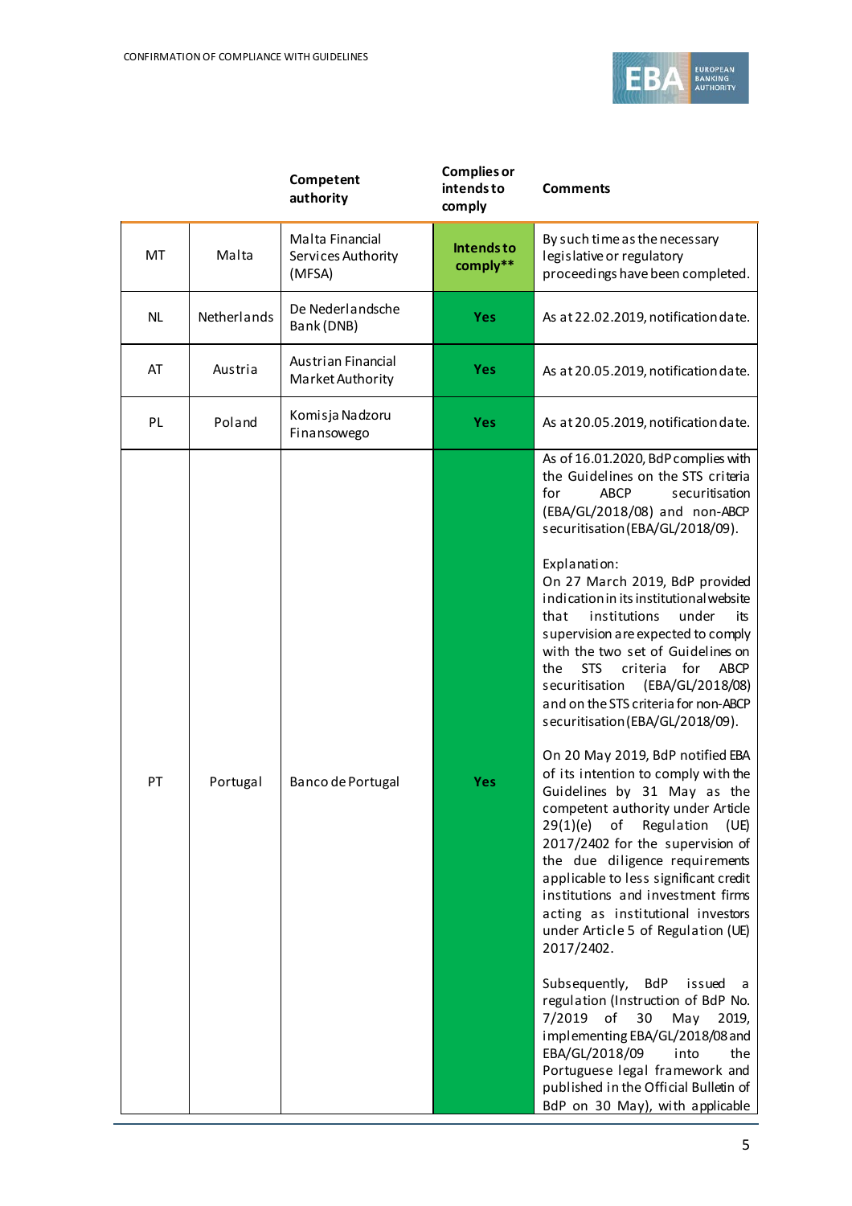| | | Competent authority | Complies or intends to comply | Comments |
|---|---|---|---|---|
| MT | Malta | Malta Financial Services Authority (MFSA) | Intends to comply** | By such time as the necessary legislative or regulatory proceedings have been completed. |
| NL | Netherlands | De Nederlandsche Bank (DNB) | Yes | As at 22.02.2019, notification date. |
| AT | Austria | Austrian Financial Market Authority | Yes | As at 20.05.2019, notification date. |
| PL | Poland | Komisja Nadzoru Finansowego | Yes | As at 20.05.2019, notification date. |
| PT | Portugal | Banco de Portugal | Yes | As of 16.01.2020, BdP complies with the Guidelines on the STS criteria for ABCP securitisation (EBA/GL/2018/08) and non-ABCP securitisation (EBA/GL/2018/09).<br><br>Explanation:<br>On 27 March 2019, BdP provided indication in its institutional website that institutions under its supervision are expected to comply with the two set of Guidelines on the STS criteria for ABCP securitisation (EBA/GL/2018/08) and on the STS criteria for non-ABCP securitisation (EBA/GL/2018/09).<br><br>On 20 May 2019, BdP notified EBA of its intention to comply with the Guidelines by 31 May as the competent authority under Article 29(1)(e) of Regulation (UE) 2017/2402 for the supervision of the due diligence requirements applicable to less significant credit institutions and investment firms acting as institutional investors under Article 5 of Regulation (UE) 2017/2402.<br><br>Subsequently, BdP issued a regulation (Instruction of BdP No. 7/2019 of 30 May 2019, implementing EBA/GL/2018/08 and EBA/GL/2018/09 into the Portuguese legal framework and published in the Official Bulletin of BdP on 30 May), with applicable |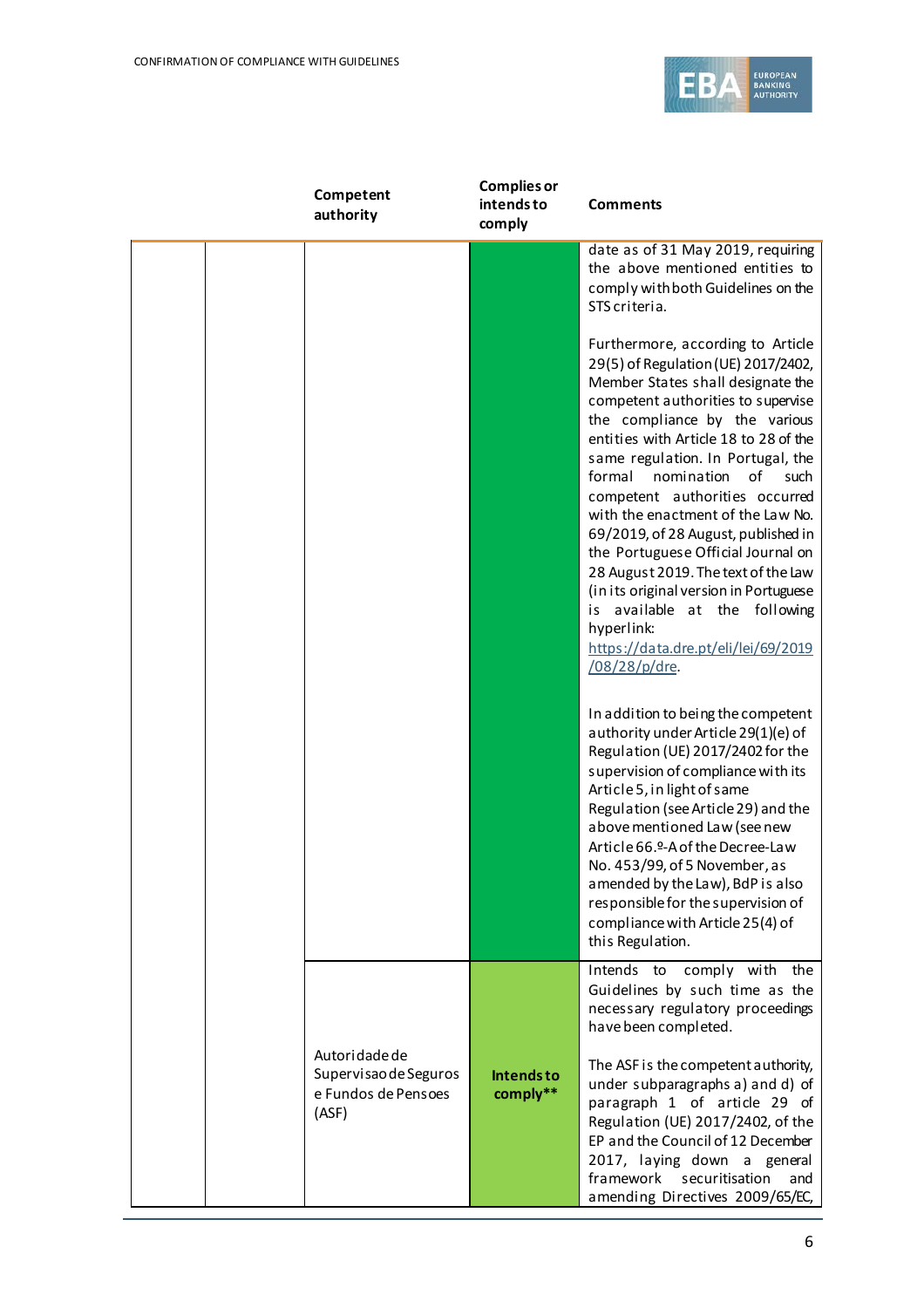| | | Competent authority | Complies or intends to comply | Comments |
|---|---|---|---|---|
| | | | | date as of 31 May 2019, requiring the above mentioned entities to comply with both Guidelines on the STS criteria.<br><br>Furthermore, according to Article 29(5) of Regulation (UE) 2017/2402, Member States shall designate the competent authorities to supervise the compliance by the various entities with Article 18 to 28 of the same regulation. In Portugal, the formal nomination of such competent authorities occurred with the enactment of the Law No. 69/2019, of 28 August, published in the Portuguese Official Journal on 28 August 2019. The text of the Law (in its original version in Portuguese is available at the following hyperlink: https://data.dre.pt/eli/lei/69/2019/08/28/p/dre.<br><br>In addition to being the competent authority under Article 29(1)(e) of Regulation (UE) 2017/2402 for the supervision of compliance with its Article 5, in light of same Regulation (see Article 29) and the above mentioned Law (see new Article 66.º-A of the Decree-Law No. 453/99, of 5 November, as amended by the Law), BdP is also responsible for the supervision of compliance with Article 25(4) of this Regulation. |
| | | Autoridade de Supervisao de Seguros e Fundos de Pensoes (ASF) | **Intends to comply\*\*** | Intends to comply with the Guidelines by such time as the necessary regulatory proceedings have been completed.<br><br>The ASF is the competent authority, under subparagraphs a) and d) of paragraph 1 of article 29 of Regulation (UE) 2017/2402, of the EP and the Council of 12 December 2017, laying down a general framework securitisation and amending Directives 2009/65/EC, |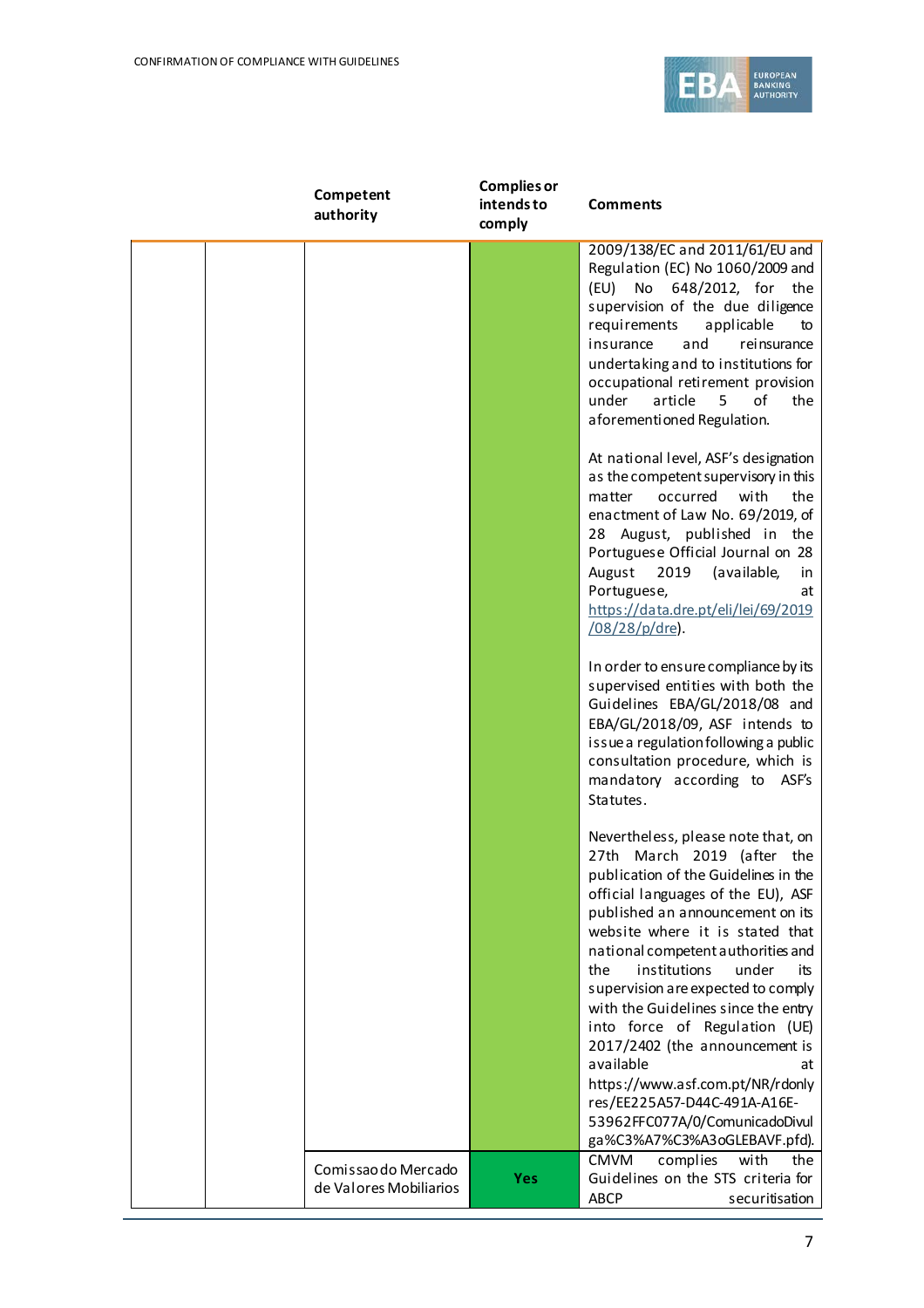| | | Competent authority | Complies or intends to comply | Comments |
|---|---|---|---|---|
| | | | | 2009/138/EC and 2011/61/EU and Regulation (EC) No 1060/2009 and (EU) No 648/2012, for the supervision of the due diligence requirements applicable to insurance and reinsurance undertaking and to institutions for occupational retirement provision under article 5 of the aforementioned Regulation.<br><br>At national level, ASF's designation as the competent supervisory in this matter occurred with the enactment of Law No. 69/2019, of 28 August, published in the Portuguese Official Journal on 28 August 2019 (available, in Portuguese, at [https://data.dre.pt/eli/lei/69/2019/08/28/p/dre](https://data.dre.pt/eli/lei/69/2019/08/28/p/dre)).<br><br>In order to ensure compliance by its supervised entities with both the Guidelines EBA/GL/2018/08 and EBA/GL/2018/09, ASF intends to issue a regulation following a public consultation procedure, which is mandatory according to ASF's Statutes.<br><br>Nevertheless, please note that, on 27th March 2019 (after the publication of the Guidelines in the official languages of the EU), ASF published an announcement on its website where it is stated that national competent authorities and the institutions under its supervision are expected to comply with the Guidelines since the entry into force of Regulation (UE) 2017/2402 (the announcement is available at https://www.asf.com.pt/NR/rdonlyres/EE225A57-D44C-491A-A16E-53962FFC077A/0/ComunicadoDivulga%C3%A7%C3%A3oGLEBAVF.pfd). |
| | | Comissao do Mercado de Valores Mobiliarios | Yes | CMVM complies with the Guidelines on the STS criteria for ABCP securitisation |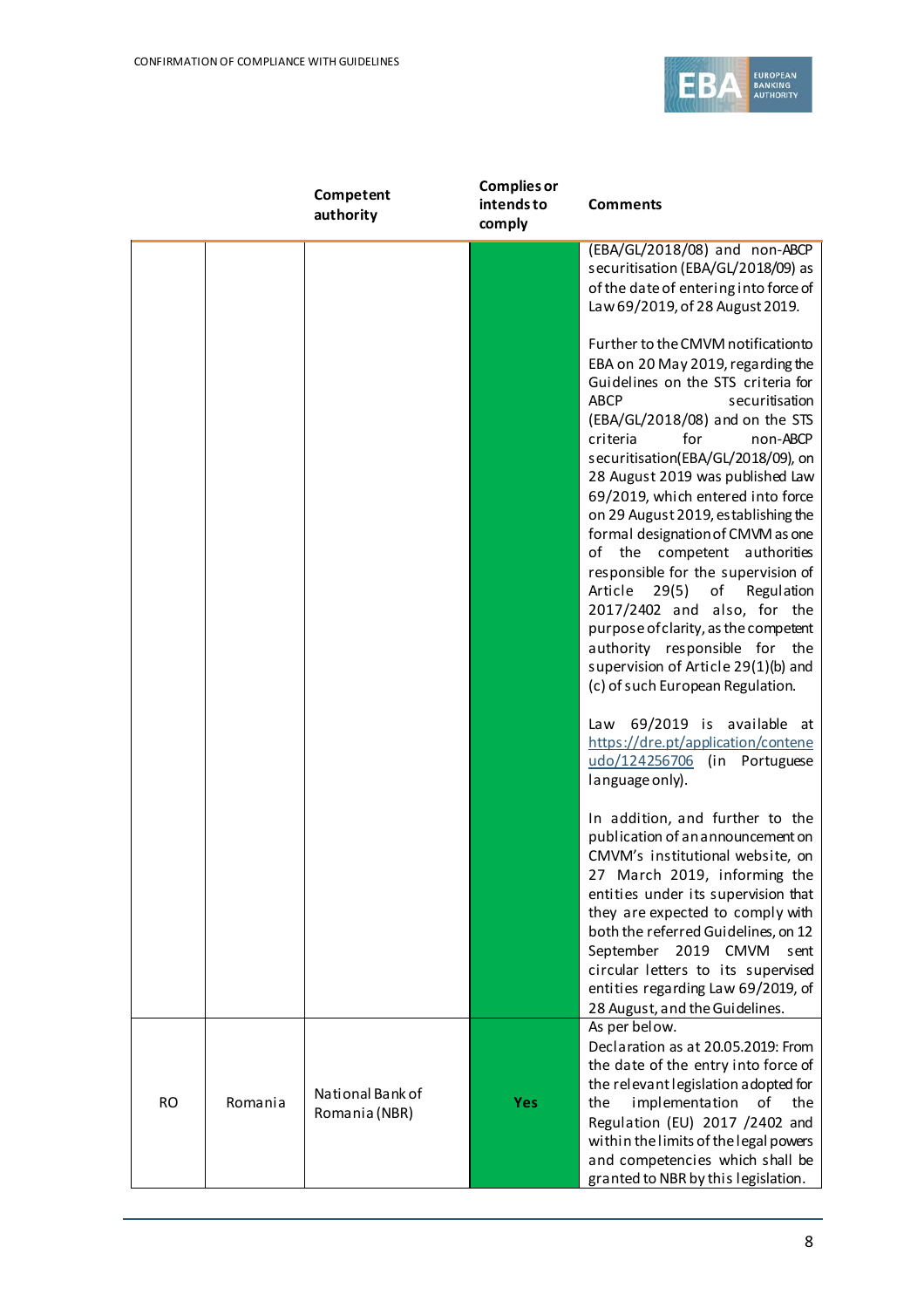| | | Competent authority | Complies or intends to comply | Comments |
|---|---|---|---|---|
| | | | | (EBA/GL/2018/08) and non-ABCP securitisation (EBA/GL/2018/09) as of the date of entering into force of Law 69/2019, of 28 August 2019.<br><br>Further to the CMVM notification to EBA on 20 May 2019, regarding the Guidelines on the STS criteria for ABCP securitisation (EBA/GL/2018/08) and on the STS criteria for non-ABCP securitisation(EBA/GL/2018/09), on 28 August 2019 was published Law 69/2019, which entered into force on 29 August 2019, establishing the formal designation of CMVM as one of the competent authorities responsible for the supervision of Article 29(5) of Regulation 2017/2402 and also, for the purpose of clarity, as the competent authority responsible for the supervision of Article 29(1)(b) and (c) of such European Regulation.<br><br>Law 69/2019 is available at https://dre.pt/application/conteneudo/124256706 (in Portuguese language only).<br><br>In addition, and further to the publication of an announcement on CMVM's institutional website, on 27 March 2019, informing the entities under its supervision that they are expected to comply with both the referred Guidelines, on 12 September 2019 CMVM sent circular letters to its supervised entities regarding Law 69/2019, of 28 August, and the Guidelines. |
| RO | Romania | National Bank of Romania (NBR) | **Yes** | As per below.<br>Declaration as at 20.05.2019: From the date of the entry into force of the relevant legislation adopted for the implementation of the Regulation (EU) 2017 /2402 and within the limits of the legal powers and competencies which shall be granted to NBR by this legislation. |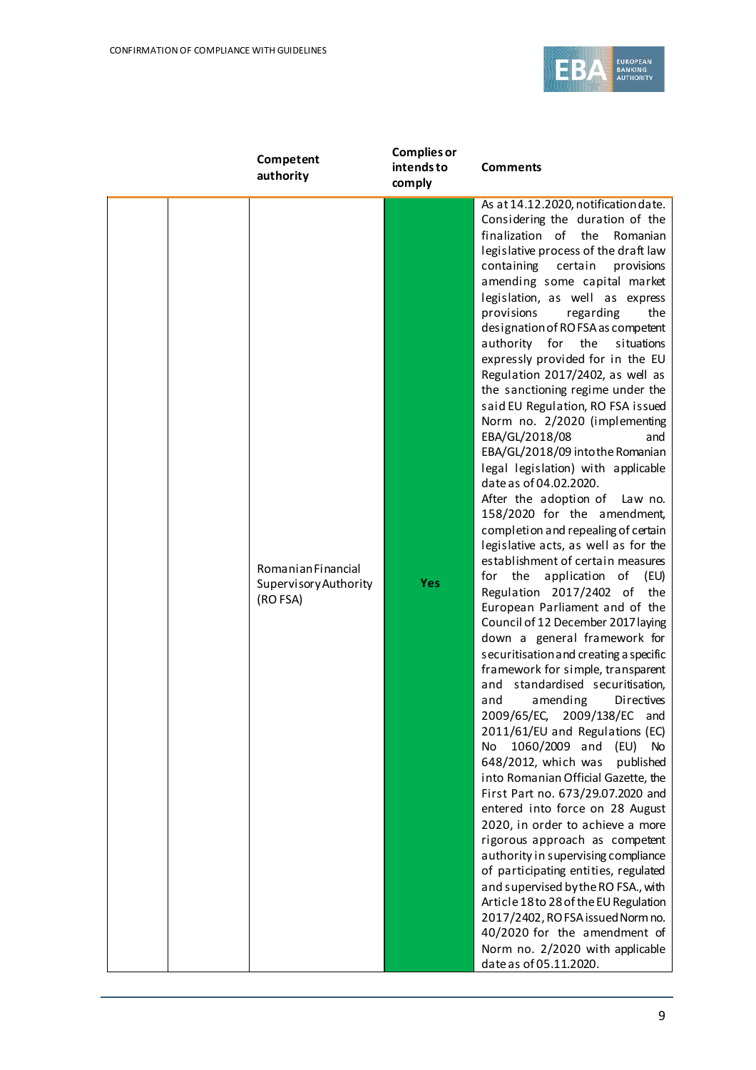| | | Competent authority | Complies or intends to comply | Comments |
|---|---|---|---|---|
| | | Romanian Financial Supervisory Authority (RO FSA) | Yes | As at 14.12.2020, notification date. Considering the duration of the finalization of the Romanian legislative process of the draft law containing certain provisions amending some capital market legislation, as well as express provisions regarding the designation of RO FSA as competent authority for the situations expressly provided for in the EU Regulation 2017/2402, as well as the sanctioning regime under the said EU Regulation, RO FSA issued Norm no. 2/2020 (implementing EBA/GL/2018/08 and EBA/GL/2018/09 into the Romanian legal legislation) with applicable date as of 04.02.2020. After the adoption of Law no. 158/2020 for the amendment, completion and repealing of certain legislative acts, as well as for the establishment of certain measures for the application of (EU) Regulation 2017/2402 of the European Parliament and of the Council of 12 December 2017 laying down a general framework for securitisation and creating a specific framework for simple, transparent and standardised securitisation, and amending Directives 2009/65/EC, 2009/138/EC and 2011/61/EU and Regulations (EC) No 1060/2009 and (EU) No 648/2012, which was published into Romanian Official Gazette, the First Part no. 673/29.07.2020 and entered into force on 28 August 2020, in order to achieve a more rigorous approach as competent authority in supervising compliance of participating entities, regulated and supervised by the RO FSA., with Article 18 to 28 of the EU Regulation 2017/2402, RO FSA issued Norm no. 40/2020 for the amendment of Norm no. 2/2020 with applicable date as of 05.11.2020. |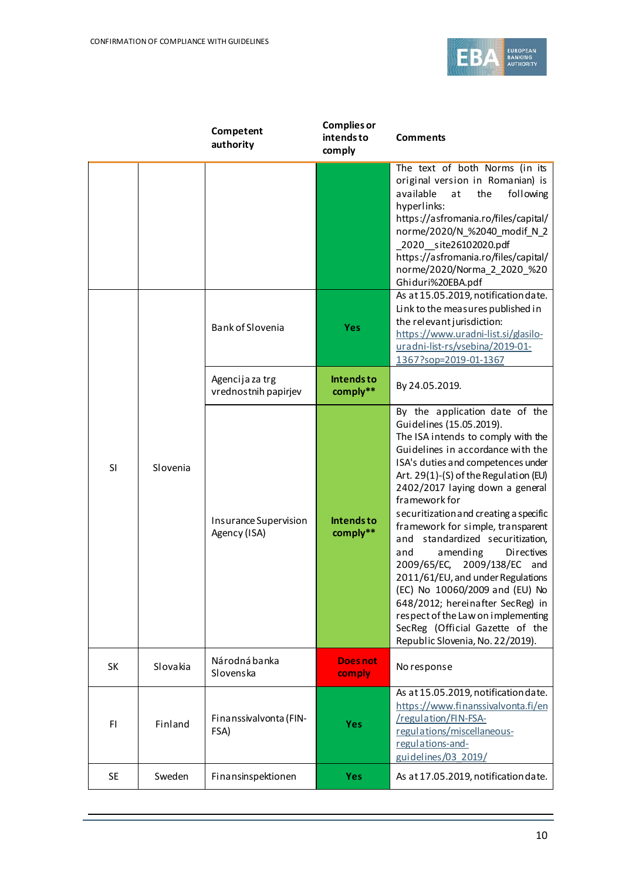| | | Competent authority | Complies or intends to comply | Comments |
|---|---|---|---|---|
| | | | | The text of both Norms (in its original version in Romanian) is available at the following hyperlinks: https://asfromania.ro/files/capital/norme/2020/N_%2040_modif_N_2_2020__site26102020.pdf https://asfromania.ro/files/capital/norme/2020/Norma_2_2020_%20Ghiduri%20EBA.pdf |
| SI | Slovenia | Bank of Slovenia | Yes | As at 15.05.2019, notification date. Link to the measures published in the relevant jurisdiction: https://www.uradni-list.si/glasilo-uradni-list-rs/vsebina/2019-01-1367?sop=2019-01-1367 |
| | | Agencija za trg vrednostnih papirjev | Intends to comply** | By 24.05.2019. |
| | | Insurance Supervision Agency (ISA) | Intends to comply** | By the application date of the Guidelines (15.05.2019). The ISA intends to comply with the Guidelines in accordance with the ISA's duties and competences under Art. 29(1)-(S) of the Regulation (EU) 2402/2017 laying down a general framework for securitization and creating a specific framework for simple, transparent and standardized securitization, and amending Directives 2009/65/EC, 2009/138/EC and 2011/61/EU, and under Regulations (EC) No 10060/2009 and (EU) No 648/2012; hereinafter SecReg) in respect of the Law on implementing SecReg (Official Gazette of the Republic Slovenia, No. 22/2019). |
| SK | Slovakia | Národná banka Slovenska | Does not comply | No response |
| FI | Finland | Finanssivalvonta (FIN-FSA) | Yes | As at 15.05.2019, notification date. https://www.finanssivalvonta.fi/en/regulation/FIN-FSA-regulations/miscellaneous-regulations-and-guidelines/03_2019/ |
| SE | Sweden | Finansinspektionen | Yes | As at 17.05.2019, notification date. |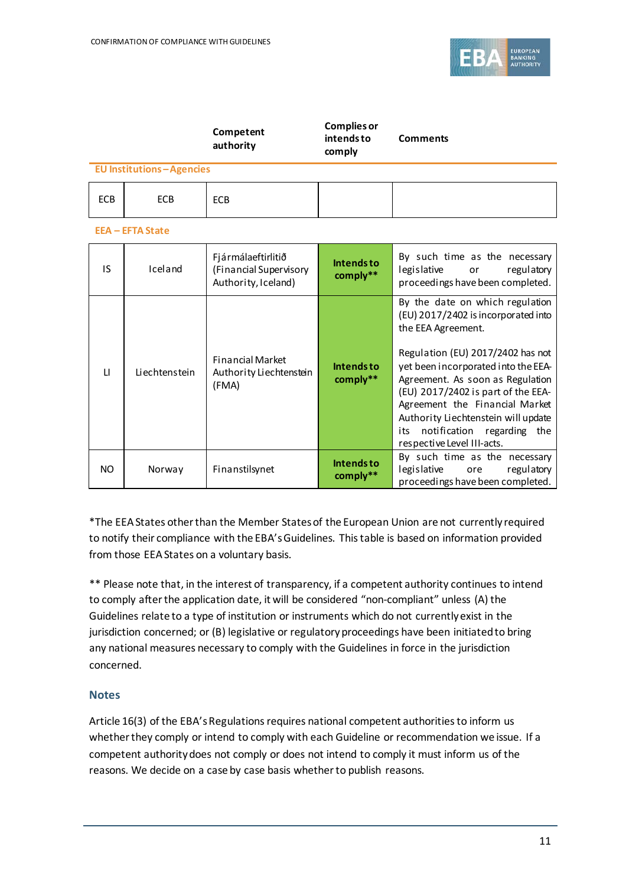| | | Competent authority | Complies or intends to comply | Comments |
|---|---|---|---|---|
| **EU Institutions – Agencies** | | | | |
| ECB | ECB | ECB | | |
| **EEA – EFTA State** | | | | |
| IS | Iceland | Fjármálaeftirlitið (Financial Supervisory Authority, Iceland) | **Intends to comply**** | By such time as the necessary legislative or regulatory proceedings have been completed. |
| LI | Liechtenstein | Financial Market Authority Liechtenstein (FMA) | **Intends to comply**** | By the date on which regulation (EU) 2017/2402 is incorporated into the EEA Agreement.<br><br>Regulation (EU) 2017/2402 has not yet been incorporated into the EEA-Agreement. As soon as Regulation (EU) 2017/2402 is part of the EEA-Agreement the Financial Market Authority Liechtenstein will update its notification regarding the respective Level III-acts. |
| NO | Norway | Finanstilsynet | **Intends to comply**** | By such time as the necessary legislative ore regulatory proceedings have been completed. |

*The EEA States other than the Member States of the European Union are not currently required to notify their compliance with the EBA's Guidelines. This table is based on information provided from those EEA States on a voluntary basis.

** Please note that, in the interest of transparency, if a competent authority continues to intend to comply after the application date, it will be considered "non-compliant" unless (A) the Guidelines relate to a type of institution or instruments which do not currently exist in the jurisdiction concerned; or (B) legislative or regulatory proceedings have been initiated to bring any national measures necessary to comply with the Guidelines in force in the jurisdiction concerned.

## Notes

Article 16(3) of the EBA's Regulations requires national competent authorities to inform us whether they comply or intend to comply with each Guideline or recommendation we issue. If a competent authority does not comply or does not intend to comply it must inform us of the reasons. We decide on a case by case basis whether to publish reasons.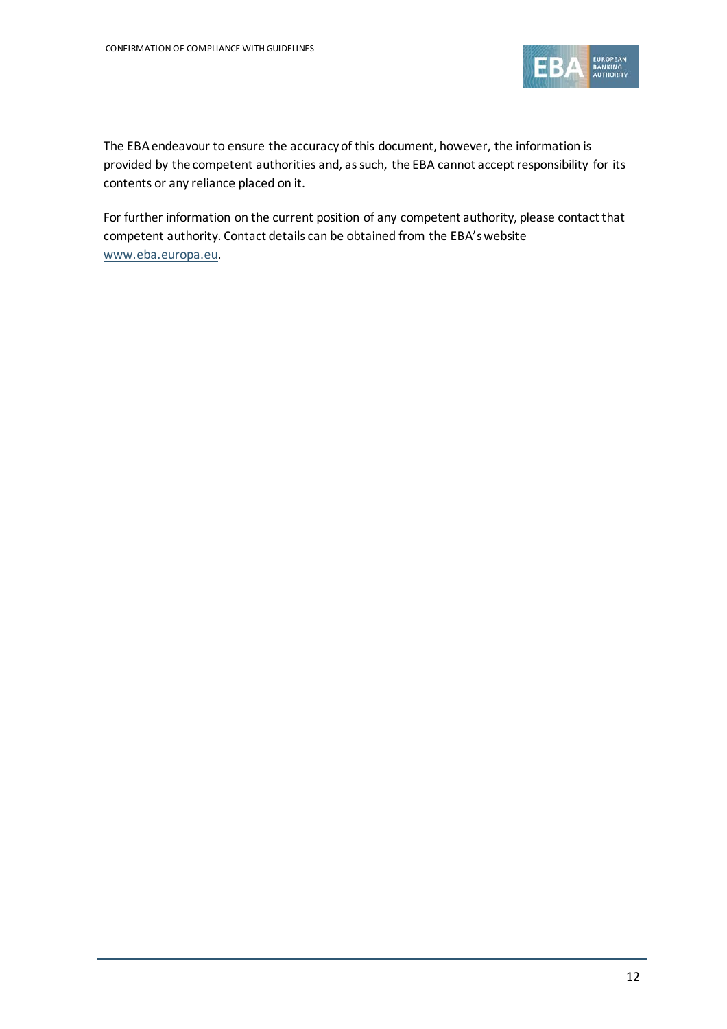The EBA endeavour to ensure the accuracy of this document, however, the information is provided by the competent authorities and, as such, the EBA cannot accept responsibility for its contents or any reliance placed on it.

For further information on the current position of any competent authority, please contact that competent authority. Contact details can be obtained from the EBA's website [www.eba.europa.eu](http://www.eba.europa.eu).